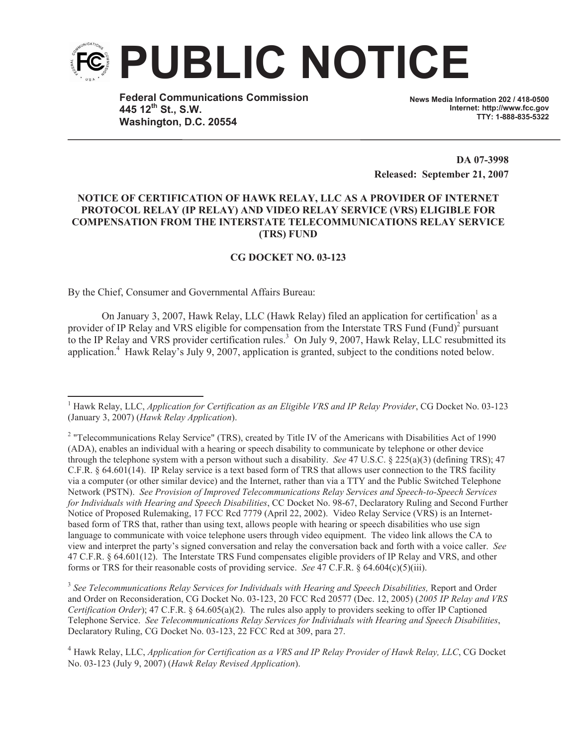# PUBLIC NOTICE

**Federal Communications Commission**
**445 12th St., S.W.**
**Washington, D.C. 20554**

**News Media Information 202 / 418-0500**
**Internet: http://www.fcc.gov**
**TTY: 1-888-835-5322**

**DA 07-3998**
**Released: September 21, 2007**

**NOTICE OF CERTIFICATION OF HAWK RELAY, LLC AS A PROVIDER OF INTERNET PROTOCOL RELAY (IP RELAY) AND VIDEO RELAY SERVICE (VRS) ELIGIBLE FOR COMPENSATION FROM THE INTERSTATE TELECOMMUNICATIONS RELAY SERVICE (TRS) FUND**

**CG DOCKET NO. 03-123**

By the Chief, Consumer and Governmental Affairs Bureau:

On January 3, 2007, Hawk Relay, LLC (Hawk Relay) filed an application for certification[1] as a provider of IP Relay and VRS eligible for compensation from the Interstate TRS Fund (Fund)[2] pursuant to the IP Relay and VRS provider certification rules.[3] On July 9, 2007, Hawk Relay, LLC resubmitted its application.[4] Hawk Relay's July 9, 2007, application is granted, subject to the conditions noted below.

---

[1] Hawk Relay, LLC, *Application for Certification as an Eligible VRS and IP Relay Provider*, CG Docket No. 03-123 (January 3, 2007) (*Hawk Relay Application*).

[2] "Telecommunications Relay Service" (TRS), created by Title IV of the Americans with Disabilities Act of 1990 (ADA), enables an individual with a hearing or speech disability to communicate by telephone or other device through the telephone system with a person without such a disability. *See* 47 U.S.C. § 225(a)(3) (defining TRS); 47 C.F.R. § 64.601(14). IP Relay service is a text based form of TRS that allows user connection to the TRS facility via a computer (or other similar device) and the Internet, rather than via a TTY and the Public Switched Telephone Network (PSTN). *See Provision of Improved Telecommunications Relay Services and Speech-to-Speech Services for Individuals with Hearing and Speech Disabilities*, CC Docket No. 98-67, Declaratory Ruling and Second Further Notice of Proposed Rulemaking, 17 FCC Rcd 7779 (April 22, 2002). Video Relay Service (VRS) is an Internet-based form of TRS that, rather than using text, allows people with hearing or speech disabilities who use sign language to communicate with voice telephone users through video equipment. The video link allows the CA to view and interpret the party's signed conversation and relay the conversation back and forth with a voice caller. *See* 47 C.F.R. § 64.601(12). The Interstate TRS Fund compensates eligible providers of IP Relay and VRS, and other forms or TRS for their reasonable costs of providing service. *See* 47 C.F.R. § 64.604(c)(5)(iii).

[3] *See Telecommunications Relay Services for Individuals with Hearing and Speech Disabilities,* Report and Order and Order on Reconsideration, CG Docket No. 03-123, 20 FCC Rcd 20577 (Dec. 12, 2005) (*2005 IP Relay and VRS Certification Order*); 47 C.F.R. § 64.605(a)(2). The rules also apply to providers seeking to offer IP Captioned Telephone Service. *See Telecommunications Relay Services for Individuals with Hearing and Speech Disabilities*, Declaratory Ruling, CG Docket No. 03-123, 22 FCC Rcd at 309, para 27.

[4] Hawk Relay, LLC, *Application for Certification as a VRS and IP Relay Provider of Hawk Relay, LLC*, CG Docket No. 03-123 (July 9, 2007) (*Hawk Relay Revised Application*).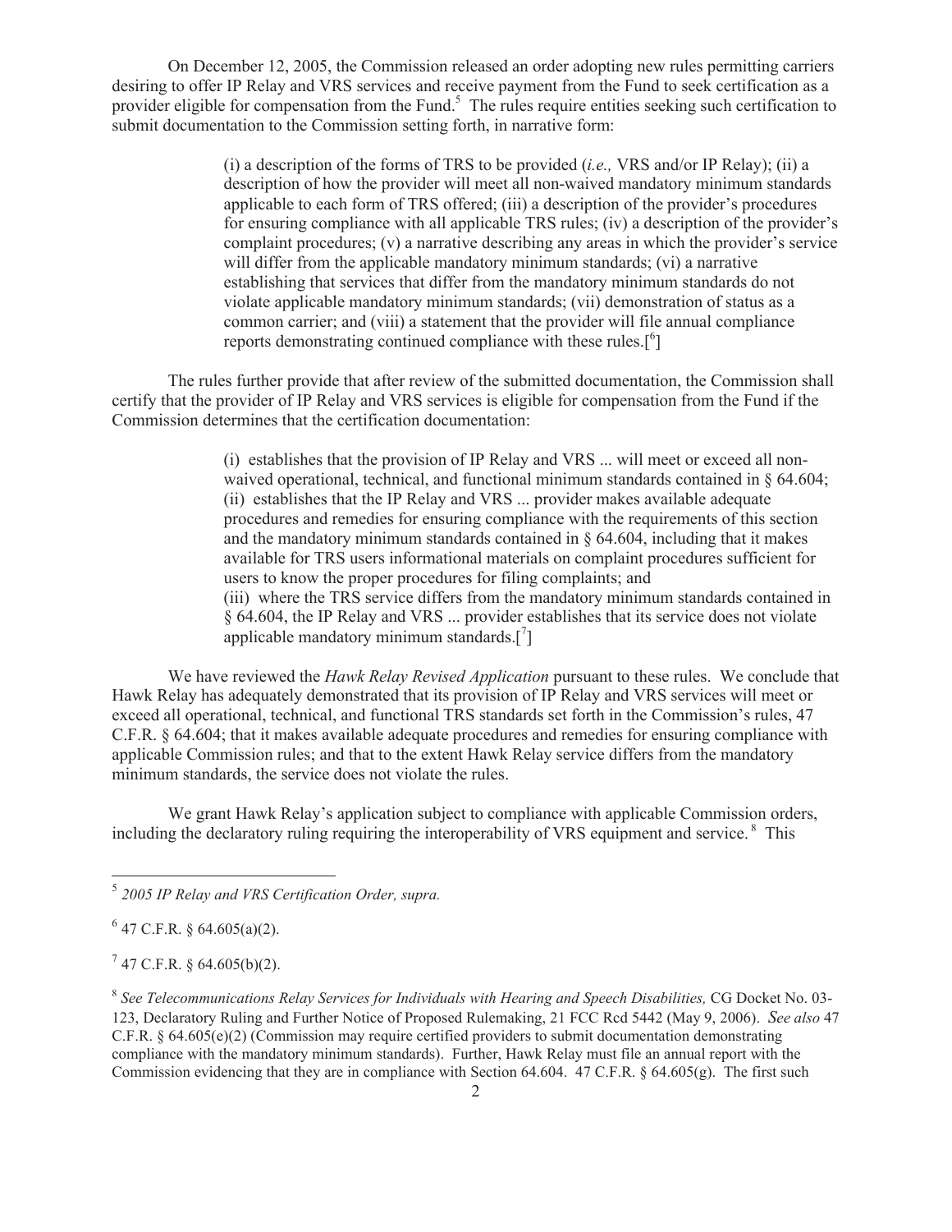On December 12, 2005, the Commission released an order adopting new rules permitting carriers desiring to offer IP Relay and VRS services and receive payment from the Fund to seek certification as a provider eligible for compensation from the Fund.[5] The rules require entities seeking such certification to submit documentation to the Commission setting forth, in narrative form:

> (i) a description of the forms of TRS to be provided (*i.e.,* VRS and/or IP Relay); (ii) a description of how the provider will meet all non-waived mandatory minimum standards applicable to each form of TRS offered; (iii) a description of the provider's procedures for ensuring compliance with all applicable TRS rules; (iv) a description of the provider's complaint procedures; (v) a narrative describing any areas in which the provider's service will differ from the applicable mandatory minimum standards; (vi) a narrative establishing that services that differ from the mandatory minimum standards do not violate applicable mandatory minimum standards; (vii) demonstration of status as a common carrier; and (viii) a statement that the provider will file annual compliance reports demonstrating continued compliance with these rules.[[6]]

The rules further provide that after review of the submitted documentation, the Commission shall certify that the provider of IP Relay and VRS services is eligible for compensation from the Fund if the Commission determines that the certification documentation:

> (i) establishes that the provision of IP Relay and VRS ... will meet or exceed all non-waived operational, technical, and functional minimum standards contained in § 64.604;
> (ii) establishes that the IP Relay and VRS ... provider makes available adequate procedures and remedies for ensuring compliance with the requirements of this section and the mandatory minimum standards contained in § 64.604, including that it makes available for TRS users informational materials on complaint procedures sufficient for users to know the proper procedures for filing complaints; and
> (iii) where the TRS service differs from the mandatory minimum standards contained in § 64.604, the IP Relay and VRS ... provider establishes that its service does not violate applicable mandatory minimum standards.[[7]]

We have reviewed the *Hawk Relay Revised Application* pursuant to these rules. We conclude that Hawk Relay has adequately demonstrated that its provision of IP Relay and VRS services will meet or exceed all operational, technical, and functional TRS standards set forth in the Commission's rules, 47 C.F.R. § 64.604; that it makes available adequate procedures and remedies for ensuring compliance with applicable Commission rules; and that to the extent Hawk Relay service differs from the mandatory minimum standards, the service does not violate the rules.

We grant Hawk Relay's application subject to compliance with applicable Commission orders, including the declaratory ruling requiring the interoperability of VRS equipment and service.[8] This

---

[5] *2005 IP Relay and VRS Certification Order, supra.*

[6] 47 C.F.R. § 64.605(a)(2).

[7] 47 C.F.R. § 64.605(b)(2).

[8] *See Telecommunications Relay Services for Individuals with Hearing and Speech Disabilities,* CG Docket No. 03-123, Declaratory Ruling and Further Notice of Proposed Rulemaking, 21 FCC Rcd 5442 (May 9, 2006). *See also* 47 C.F.R. § 64.605(e)(2) (Commission may require certified providers to submit documentation demonstrating compliance with the mandatory minimum standards). Further, Hawk Relay must file an annual report with the Commission evidencing that they are in compliance with Section 64.604. 47 C.F.R. § 64.605(g). The first such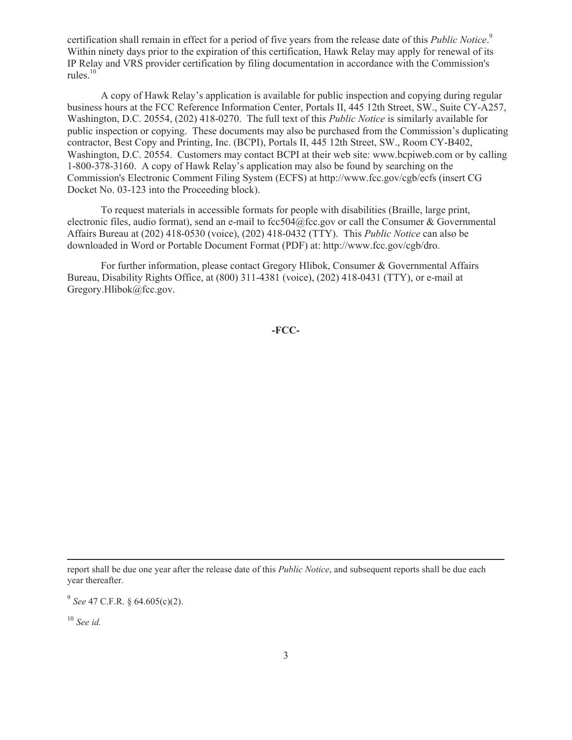certification shall remain in effect for a period of five years from the release date of this *Public Notice*.[9] Within ninety days prior to the expiration of this certification, Hawk Relay may apply for renewal of its IP Relay and VRS provider certification by filing documentation in accordance with the Commission's rules.[10]

A copy of Hawk Relay's application is available for public inspection and copying during regular business hours at the FCC Reference Information Center, Portals II, 445 12th Street, SW., Suite CY-A257, Washington, D.C. 20554, (202) 418-0270. The full text of this *Public Notice* is similarly available for public inspection or copying. These documents may also be purchased from the Commission's duplicating contractor, Best Copy and Printing, Inc. (BCPI), Portals II, 445 12th Street, SW., Room CY-B402, Washington, D.C. 20554. Customers may contact BCPI at their web site: www.bcpiweb.com or by calling 1-800-378-3160. A copy of Hawk Relay's application may also be found by searching on the Commission's Electronic Comment Filing System (ECFS) at http://www.fcc.gov/cgb/ecfs (insert CG Docket No. 03-123 into the Proceeding block).

To request materials in accessible formats for people with disabilities (Braille, large print, electronic files, audio format), send an e-mail to fcc504@fcc.gov or call the Consumer & Governmental Affairs Bureau at (202) 418-0530 (voice), (202) 418-0432 (TTY). This *Public Notice* can also be downloaded in Word or Portable Document Format (PDF) at: http://www.fcc.gov/cgb/dro.

For further information, please contact Gregory Hlibok, Consumer & Governmental Affairs Bureau, Disability Rights Office, at (800) 311-4381 (voice), (202) 418-0431 (TTY), or e-mail at Gregory.Hlibok@fcc.gov.

**-FCC-**

---

report shall be due one year after the release date of this *Public Notice*, and subsequent reports shall be due each year thereafter.

[9] *See* 47 C.F.R. § 64.605(c)(2).

[10] *See id.*